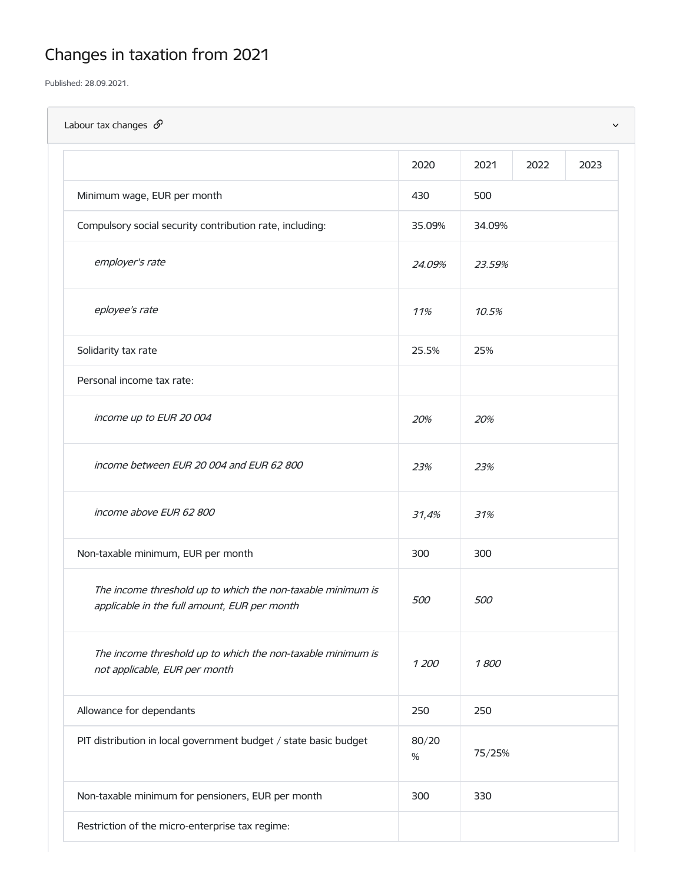# Changes in taxation from 2021

Published: 28.09.2021.

## Labour tax changes

| | 2020 | 2021 | 2022 | 2023 |
|---|---|---|---|---|
| Minimum wage, EUR per month | 430 | 500 | | |
| Compulsory social security contribution rate, including: | 35.09% | 34.09% | | |
| *employer's rate* | *24.09%* | *23.59%* | | |
| *eployee's rate* | *11%* | *10.5%* | | |
| Solidarity tax rate | 25.5% | 25% | | |
| Personal income tax rate: | | | | |
| *income up to EUR 20 004* | *20%* | *20%* | | |
| *income between EUR 20 004 and EUR 62 800* | *23%* | *23%* | | |
| *income above EUR 62 800* | *31,4%* | *31%* | | |
| Non-taxable minimum, EUR per month | 300 | 300 | | |
| *The income threshold up to which the non-taxable minimum is applicable in the full amount, EUR per month* | *500* | *500* | | |
| *The income threshold up to which the non-taxable minimum is not applicable, EUR per month* | *1 200* | *1 800* | | |
| Allowance for dependants | 250 | 250 | | |
| PIT distribution in local government budget / state basic budget | 80/20 % | 75/25% | | |
| Non-taxable minimum for pensioners, EUR per month | 300 | 330 | | |
| Restriction of the micro-enterprise tax regime: | | | | |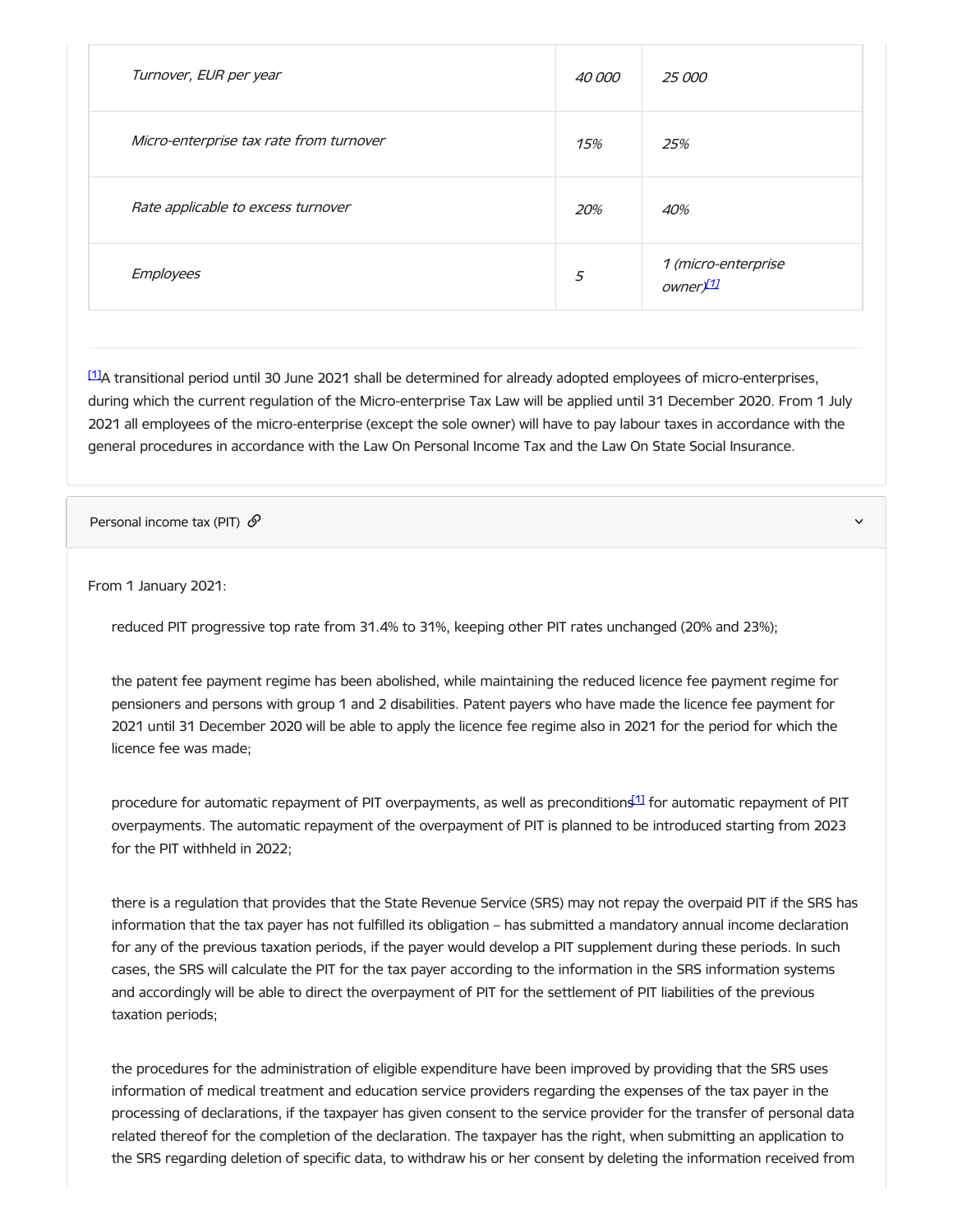| *Turnover, EUR per year* | *40 000* | *25 000* |
|---|---|---|
| *Micro-enterprise tax rate from turnover* | *15%* | *25%* |
| *Rate applicable to excess turnover* | *20%* | *40%* |
| *Employees* | *5* | *1 (micro-enterprise owner)*[1] |

[1]A transitional period until 30 June 2021 shall be determined for already adopted employees of micro-enterprises, during which the current regulation of the Micro-enterprise Tax Law will be applied until 31 December 2020. From 1 July 2021 all employees of the micro-enterprise (except the sole owner) will have to pay labour taxes in accordance with the general procedures in accordance with the Law On Personal Income Tax and the Law On State Social Insurance.

## Personal income tax (PIT)

From 1 January 2021:

- reduced PIT progressive top rate from 31.4% to 31%, keeping other PIT rates unchanged (20% and 23%);
- the patent fee payment regime has been abolished, while maintaining the reduced licence fee payment regime for pensioners and persons with group 1 and 2 disabilities. Patent payers who have made the licence fee payment for 2021 until 31 December 2020 will be able to apply the licence fee regime also in 2021 for the period for which the licence fee was made;
- procedure for automatic repayment of PIT overpayments, as well as preconditions[1] for automatic repayment of PIT overpayments. The automatic repayment of the overpayment of PIT is planned to be introduced starting from 2023 for the PIT withheld in 2022;
- there is a regulation that provides that the State Revenue Service (SRS) may not repay the overpaid PIT if the SRS has information that the tax payer has not fulfilled its obligation – has submitted a mandatory annual income declaration for any of the previous taxation periods, if the payer would develop a PIT supplement during these periods. In such cases, the SRS will calculate the PIT for the tax payer according to the information in the SRS information systems and accordingly will be able to direct the overpayment of PIT for the settlement of PIT liabilities of the previous taxation periods;
- the procedures for the administration of eligible expenditure have been improved by providing that the SRS uses information of medical treatment and education service providers regarding the expenses of the tax payer in the processing of declarations, if the taxpayer has given consent to the service provider for the transfer of personal data related thereof for the completion of the declaration. The taxpayer has the right, when submitting an application to the SRS regarding deletion of specific data, to withdraw his or her consent by deleting the information received from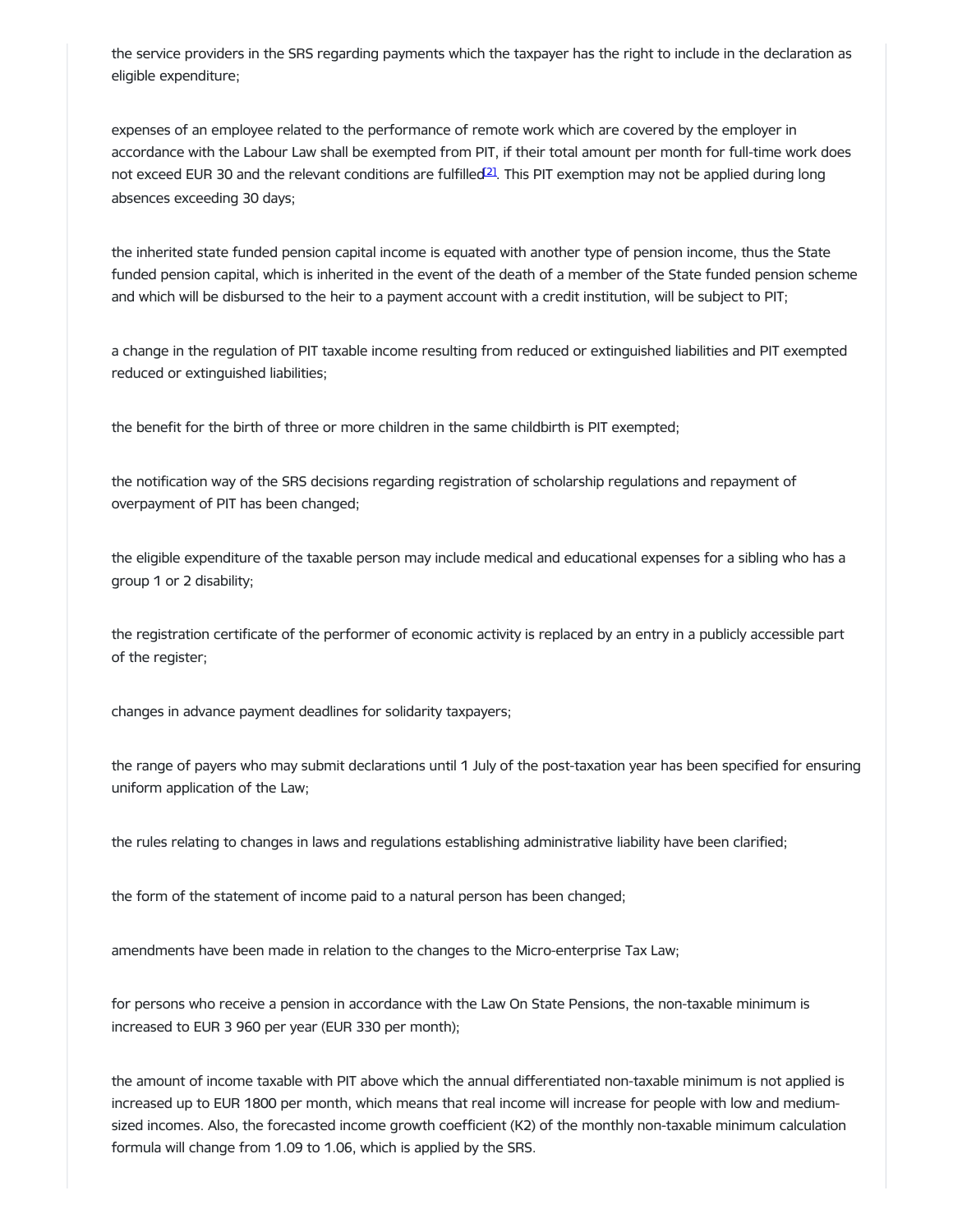the service providers in the SRS regarding payments which the taxpayer has the right to include in the declaration as eligible expenditure;

expenses of an employee related to the performance of remote work which are covered by the employer in accordance with the Labour Law shall be exempted from PIT, if their total amount per month for full-time work does not exceed EUR 30 and the relevant conditions are fulfilled[2]. This PIT exemption may not be applied during long absences exceeding 30 days;

the inherited state funded pension capital income is equated with another type of pension income, thus the State funded pension capital, which is inherited in the event of the death of a member of the State funded pension scheme and which will be disbursed to the heir to a payment account with a credit institution, will be subject to PIT;

a change in the regulation of PIT taxable income resulting from reduced or extinguished liabilities and PIT exempted reduced or extinguished liabilities;

the benefit for the birth of three or more children in the same childbirth is PIT exempted;

the notification way of the SRS decisions regarding registration of scholarship regulations and repayment of overpayment of PIT has been changed;

the eligible expenditure of the taxable person may include medical and educational expenses for a sibling who has a group 1 or 2 disability;

the registration certificate of the performer of economic activity is replaced by an entry in a publicly accessible part of the register;

changes in advance payment deadlines for solidarity taxpayers;

the range of payers who may submit declarations until 1 July of the post-taxation year has been specified for ensuring uniform application of the Law;

the rules relating to changes in laws and regulations establishing administrative liability have been clarified;

the form of the statement of income paid to a natural person has been changed;

amendments have been made in relation to the changes to the Micro-enterprise Tax Law;

for persons who receive a pension in accordance with the Law On State Pensions, the non-taxable minimum is increased to EUR 3 960 per year (EUR 330 per month);

the amount of income taxable with PIT above which the annual differentiated non-taxable minimum is not applied is increased up to EUR 1800 per month, which means that real income will increase for people with low and medium-sized incomes. Also, the forecasted income growth coefficient (K2) of the monthly non-taxable minimum calculation formula will change from 1.09 to 1.06, which is applied by the SRS.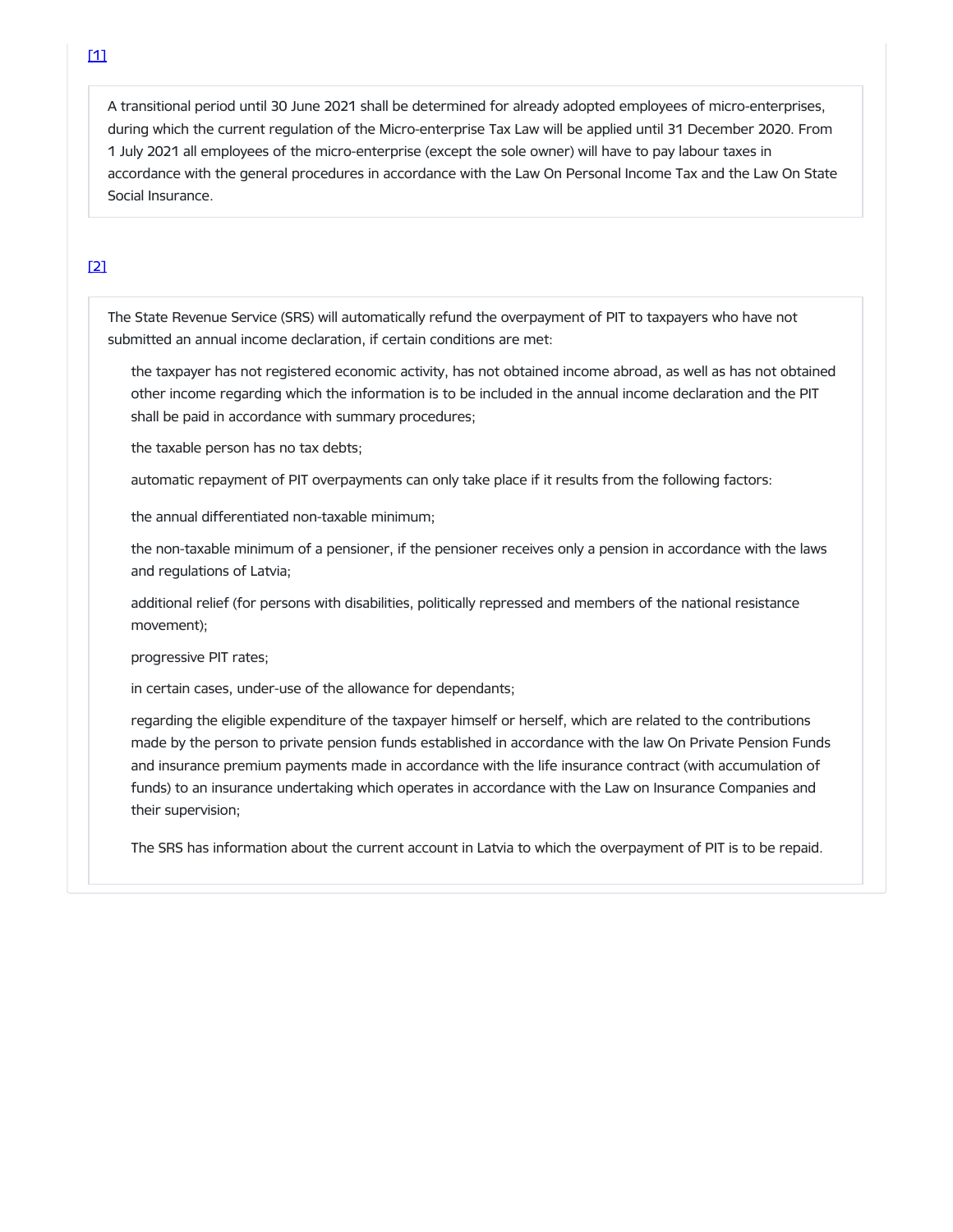[1]

A transitional period until 30 June 2021 shall be determined for already adopted employees of micro-enterprises, during which the current regulation of the Micro-enterprise Tax Law will be applied until 31 December 2020. From 1 July 2021 all employees of the micro-enterprise (except the sole owner) will have to pay labour taxes in accordance with the general procedures in accordance with the Law On Personal Income Tax and the Law On State Social Insurance.

[2]

The State Revenue Service (SRS) will automatically refund the overpayment of PIT to taxpayers who have not submitted an annual income declaration, if certain conditions are met:

- the taxpayer has not registered economic activity, has not obtained income abroad, as well as has not obtained other income regarding which the information is to be included in the annual income declaration and the PIT shall be paid in accordance with summary procedures;
- the taxable person has no tax debts;
- automatic repayment of PIT overpayments can only take place if it results from the following factors:
  - the annual differentiated non-taxable minimum;
  - the non-taxable minimum of a pensioner, if the pensioner receives only a pension in accordance with the laws and regulations of Latvia;
  - additional relief (for persons with disabilities, politically repressed and members of the national resistance movement);
  - progressive PIT rates;
  - in certain cases, under-use of the allowance for dependants;
  - regarding the eligible expenditure of the taxpayer himself or herself, which are related to the contributions made by the person to private pension funds established in accordance with the law On Private Pension Funds and insurance premium payments made in accordance with the life insurance contract (with accumulation of funds) to an insurance undertaking which operates in accordance with the Law on Insurance Companies and their supervision;
- The SRS has information about the current account in Latvia to which the overpayment of PIT is to be repaid.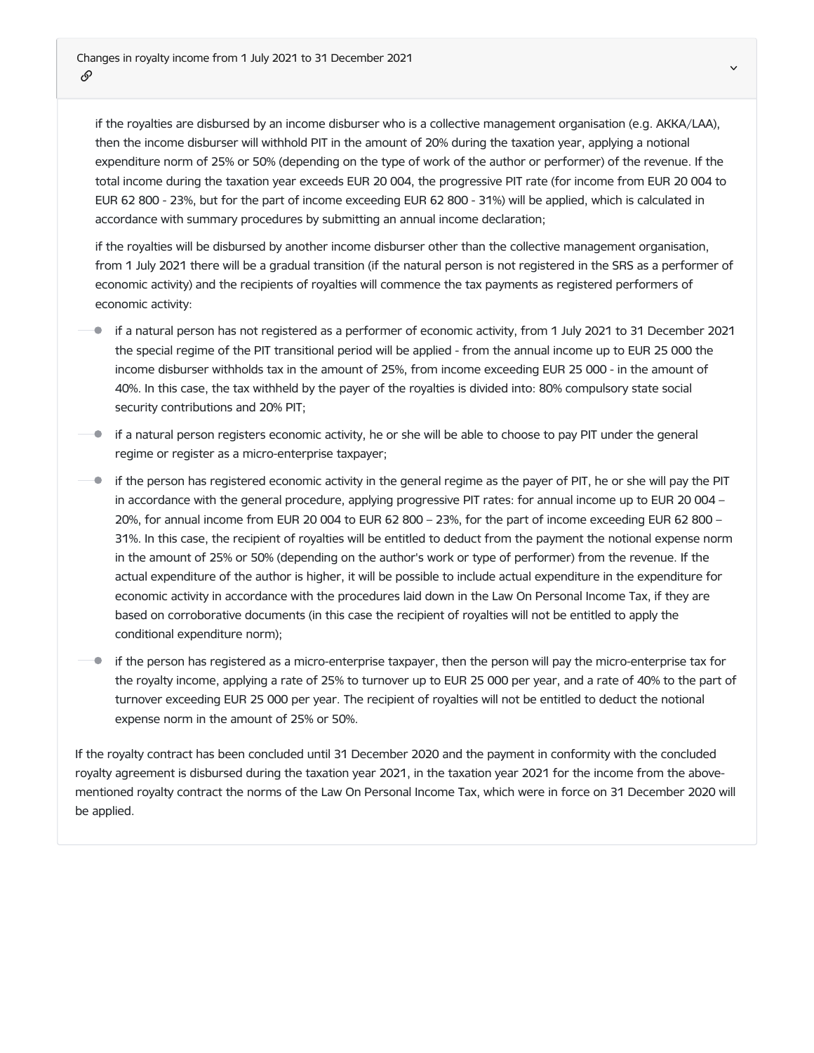### Changes in royalty income from 1 July 2021 to 31 December 2021

if the royalties are disbursed by an income disburser who is a collective management organisation (e.g. AKKA/LAA), then the income disburser will withhold PIT in the amount of 20% during the taxation year, applying a notional expenditure norm of 25% or 50% (depending on the type of work of the author or performer) of the revenue. If the total income during the taxation year exceeds EUR 20 004, the progressive PIT rate (for income from EUR 20 004 to EUR 62 800 - 23%, but for the part of income exceeding EUR 62 800 - 31%) will be applied, which is calculated in accordance with summary procedures by submitting an annual income declaration;

if the royalties will be disbursed by another income disburser other than the collective management organisation, from 1 July 2021 there will be a gradual transition (if the natural person is not registered in the SRS as a performer of economic activity) and the recipients of royalties will commence the tax payments as registered performers of economic activity:

- if a natural person has not registered as a performer of economic activity, from 1 July 2021 to 31 December 2021 the special regime of the PIT transitional period will be applied - from the annual income up to EUR 25 000 the income disburser withholds tax in the amount of 25%, from income exceeding EUR 25 000 - in the amount of 40%. In this case, the tax withheld by the payer of the royalties is divided into: 80% compulsory state social security contributions and 20% PIT;
- if a natural person registers economic activity, he or she will be able to choose to pay PIT under the general regime or register as a micro-enterprise taxpayer;
- if the person has registered economic activity in the general regime as the payer of PIT, he or she will pay the PIT in accordance with the general procedure, applying progressive PIT rates: for annual income up to EUR 20 004 – 20%, for annual income from EUR 20 004 to EUR 62 800 – 23%, for the part of income exceeding EUR 62 800 – 31%. In this case, the recipient of royalties will be entitled to deduct from the payment the notional expense norm in the amount of 25% or 50% (depending on the author's work or type of performer) from the revenue. If the actual expenditure of the author is higher, it will be possible to include actual expenditure in the expenditure for economic activity in accordance with the procedures laid down in the Law On Personal Income Tax, if they are based on corroborative documents (in this case the recipient of royalties will not be entitled to apply the conditional expenditure norm);
- if the person has registered as a micro-enterprise taxpayer, then the person will pay the micro-enterprise tax for the royalty income, applying a rate of 25% to turnover up to EUR 25 000 per year, and a rate of 40% to the part of turnover exceeding EUR 25 000 per year. The recipient of royalties will not be entitled to deduct the notional expense norm in the amount of 25% or 50%.

If the royalty contract has been concluded until 31 December 2020 and the payment in conformity with the concluded royalty agreement is disbursed during the taxation year 2021, in the taxation year 2021 for the income from the above-mentioned royalty contract the norms of the Law On Personal Income Tax, which were in force on 31 December 2020 will be applied.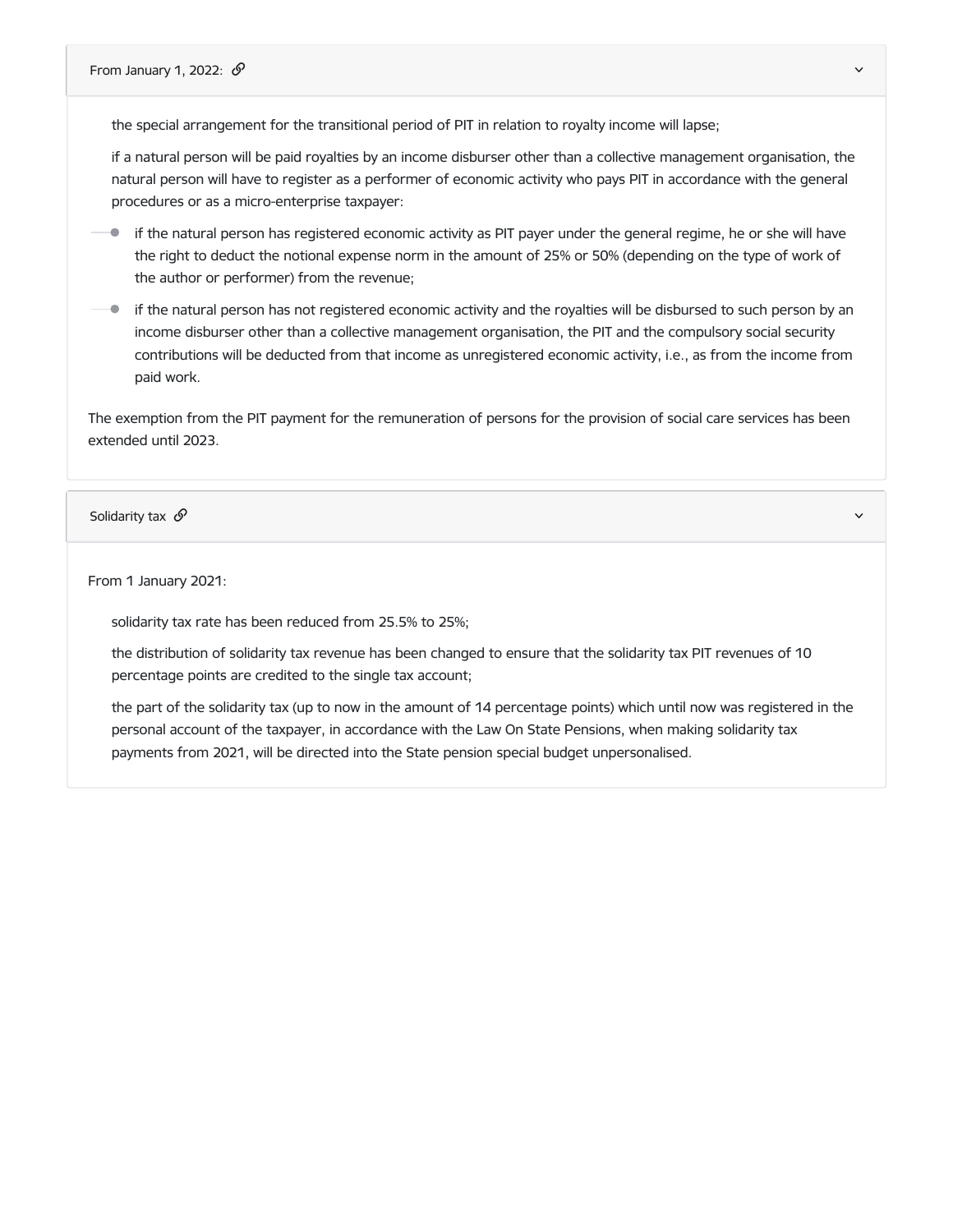### From January 1, 2022:

the special arrangement for the transitional period of PIT in relation to royalty income will lapse;

if a natural person will be paid royalties by an income disburser other than a collective management organisation, the natural person will have to register as a performer of economic activity who pays PIT in accordance with the general procedures or as a micro-enterprise taxpayer:

- if the natural person has registered economic activity as PIT payer under the general regime, he or she will have the right to deduct the notional expense norm in the amount of 25% or 50% (depending on the type of work of the author or performer) from the revenue;
- if the natural person has not registered economic activity and the royalties will be disbursed to such person by an income disburser other than a collective management organisation, the PIT and the compulsory social security contributions will be deducted from that income as unregistered economic activity, i.e., as from the income from paid work.

The exemption from the PIT payment for the remuneration of persons for the provision of social care services has been extended until 2023.

### Solidarity tax

From 1 January 2021:

solidarity tax rate has been reduced from 25.5% to 25%;

the distribution of solidarity tax revenue has been changed to ensure that the solidarity tax PIT revenues of 10 percentage points are credited to the single tax account;

the part of the solidarity tax (up to now in the amount of 14 percentage points) which until now was registered in the personal account of the taxpayer, in accordance with the Law On State Pensions, when making solidarity tax payments from 2021, will be directed into the State pension special budget unpersonalised.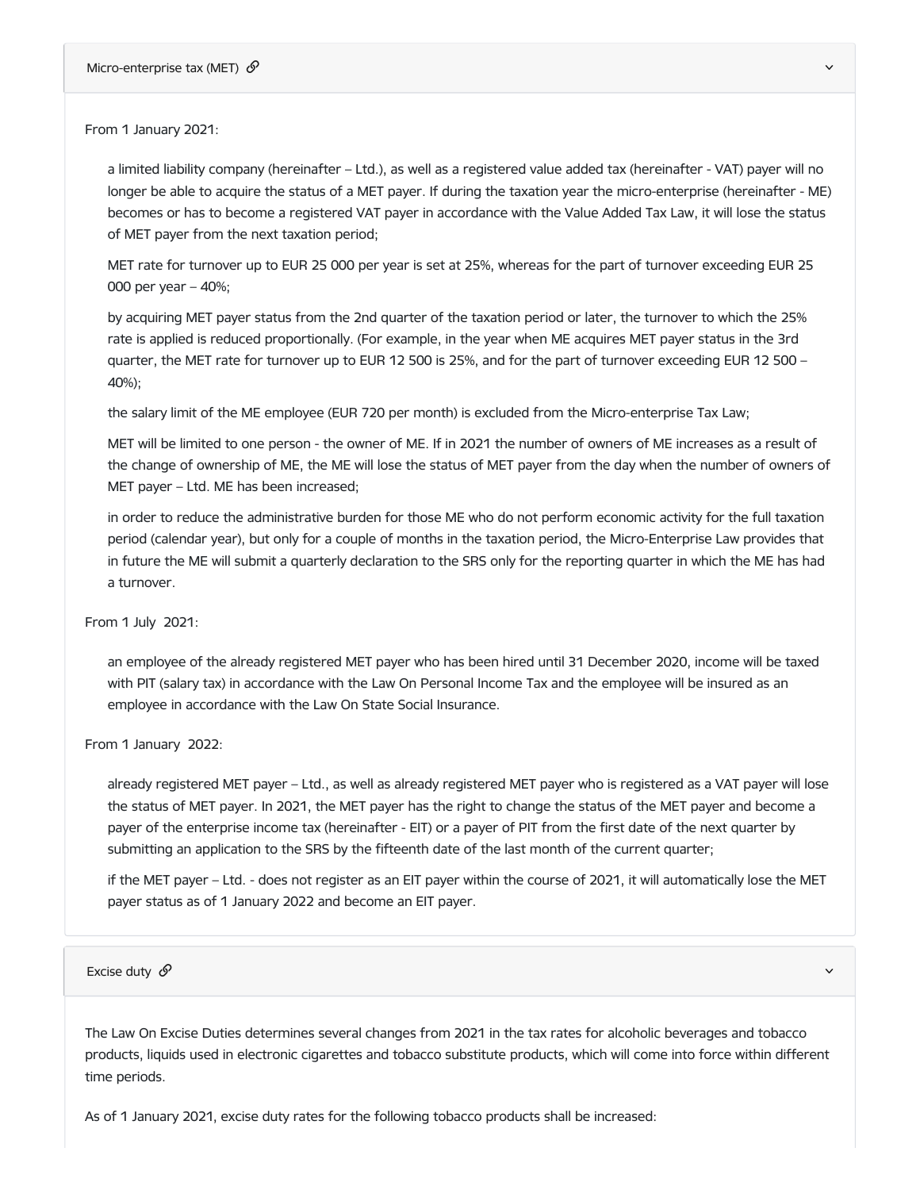## Micro-enterprise tax (MET)

From 1 January 2021:

- a limited liability company (hereinafter – Ltd.), as well as a registered value added tax (hereinafter - VAT) payer will no longer be able to acquire the status of a MET payer. If during the taxation year the micro-enterprise (hereinafter - ME) becomes or has to become a registered VAT payer in accordance with the Value Added Tax Law, it will lose the status of MET payer from the next taxation period;
- MET rate for turnover up to EUR 25 000 per year is set at 25%, whereas for the part of turnover exceeding EUR 25 000 per year – 40%;
- by acquiring MET payer status from the 2nd quarter of the taxation period or later, the turnover to which the 25% rate is applied is reduced proportionally. (For example, in the year when ME acquires MET payer status in the 3rd quarter, the MET rate for turnover up to EUR 12 500 is 25%, and for the part of turnover exceeding EUR 12 500 – 40%);
- the salary limit of the ME employee (EUR 720 per month) is excluded from the Micro-enterprise Tax Law;
- MET will be limited to one person - the owner of ME. If in 2021 the number of owners of ME increases as a result of the change of ownership of ME, the ME will lose the status of MET payer from the day when the number of owners of MET payer – Ltd. ME has been increased;
- in order to reduce the administrative burden for those ME who do not perform economic activity for the full taxation period (calendar year), but only for a couple of months in the taxation period, the Micro-Enterprise Law provides that in future the ME will submit a quarterly declaration to the SRS only for the reporting quarter in which the ME has had a turnover.

From 1 July 2021:

- an employee of the already registered MET payer who has been hired until 31 December 2020, income will be taxed with PIT (salary tax) in accordance with the Law On Personal Income Tax and the employee will be insured as an employee in accordance with the Law On State Social Insurance.

From 1 January 2022:

- already registered MET payer – Ltd., as well as already registered MET payer who is registered as a VAT payer will lose the status of MET payer. In 2021, the MET payer has the right to change the status of the MET payer and become a payer of the enterprise income tax (hereinafter - EIT) or a payer of PIT from the first date of the next quarter by submitting an application to the SRS by the fifteenth date of the last month of the current quarter;
- if the MET payer – Ltd. - does not register as an EIT payer within the course of 2021, it will automatically lose the MET payer status as of 1 January 2022 and become an EIT payer.

## Excise duty

The Law On Excise Duties determines several changes from 2021 in the tax rates for alcoholic beverages and tobacco products, liquids used in electronic cigarettes and tobacco substitute products, which will come into force within different time periods.

As of 1 January 2021, excise duty rates for the following tobacco products shall be increased: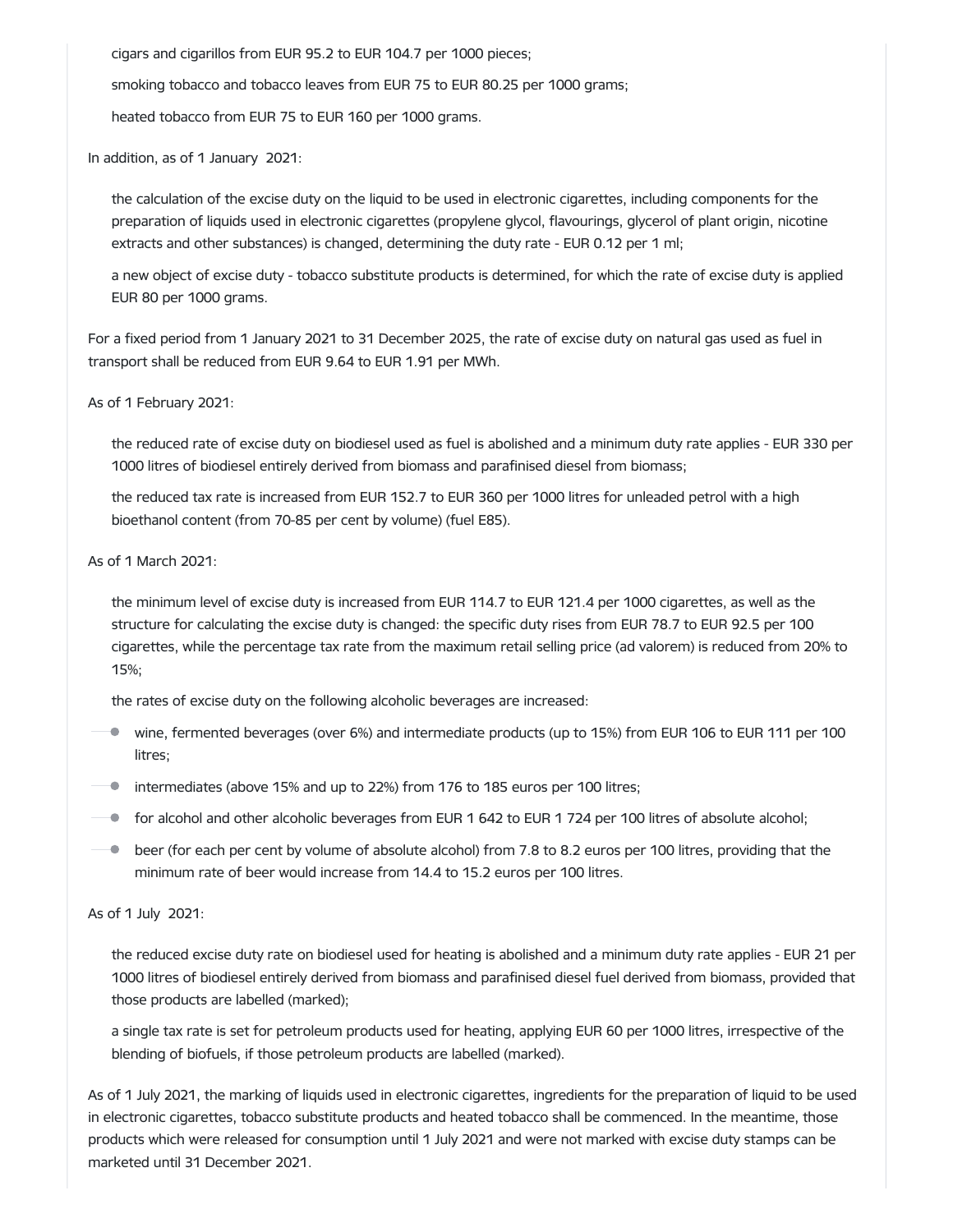cigars and cigarillos from EUR 95.2 to EUR 104.7 per 1000 pieces;

smoking tobacco and tobacco leaves from EUR 75 to EUR 80.25 per 1000 grams;

heated tobacco from EUR 75 to EUR 160 per 1000 grams.

In addition, as of 1 January 2021:

the calculation of the excise duty on the liquid to be used in electronic cigarettes, including components for the preparation of liquids used in electronic cigarettes (propylene glycol, flavourings, glycerol of plant origin, nicotine extracts and other substances) is changed, determining the duty rate - EUR 0.12 per 1 ml;

a new object of excise duty - tobacco substitute products is determined, for which the rate of excise duty is applied EUR 80 per 1000 grams.

For a fixed period from 1 January 2021 to 31 December 2025, the rate of excise duty on natural gas used as fuel in transport shall be reduced from EUR 9.64 to EUR 1.91 per MWh.

As of 1 February 2021:

the reduced rate of excise duty on biodiesel used as fuel is abolished and a minimum duty rate applies - EUR 330 per 1000 litres of biodiesel entirely derived from biomass and parafinised diesel from biomass;

the reduced tax rate is increased from EUR 152.7 to EUR 360 per 1000 litres for unleaded petrol with a high bioethanol content (from 70-85 per cent by volume) (fuel E85).

As of 1 March 2021:

the minimum level of excise duty is increased from EUR 114.7 to EUR 121.4 per 1000 cigarettes, as well as the structure for calculating the excise duty is changed: the specific duty rises from EUR 78.7 to EUR 92.5 per 100 cigarettes, while the percentage tax rate from the maximum retail selling price (ad valorem) is reduced from 20% to 15%;

the rates of excise duty on the following alcoholic beverages are increased:

- wine, fermented beverages (over 6%) and intermediate products (up to 15%) from EUR 106 to EUR 111 per 100 litres;
- intermediates (above 15% and up to 22%) from 176 to 185 euros per 100 litres;
- for alcohol and other alcoholic beverages from EUR 1 642 to EUR 1 724 per 100 litres of absolute alcohol;
- beer (for each per cent by volume of absolute alcohol) from 7.8 to 8.2 euros per 100 litres, providing that the minimum rate of beer would increase from 14.4 to 15.2 euros per 100 litres.

As of 1 July 2021:

the reduced excise duty rate on biodiesel used for heating is abolished and a minimum duty rate applies - EUR 21 per 1000 litres of biodiesel entirely derived from biomass and parafinised diesel fuel derived from biomass, provided that those products are labelled (marked);

a single tax rate is set for petroleum products used for heating, applying EUR 60 per 1000 litres, irrespective of the blending of biofuels, if those petroleum products are labelled (marked).

As of 1 July 2021, the marking of liquids used in electronic cigarettes, ingredients for the preparation of liquid to be used in electronic cigarettes, tobacco substitute products and heated tobacco shall be commenced. In the meantime, those products which were released for consumption until 1 July 2021 and were not marked with excise duty stamps can be marketed until 31 December 2021.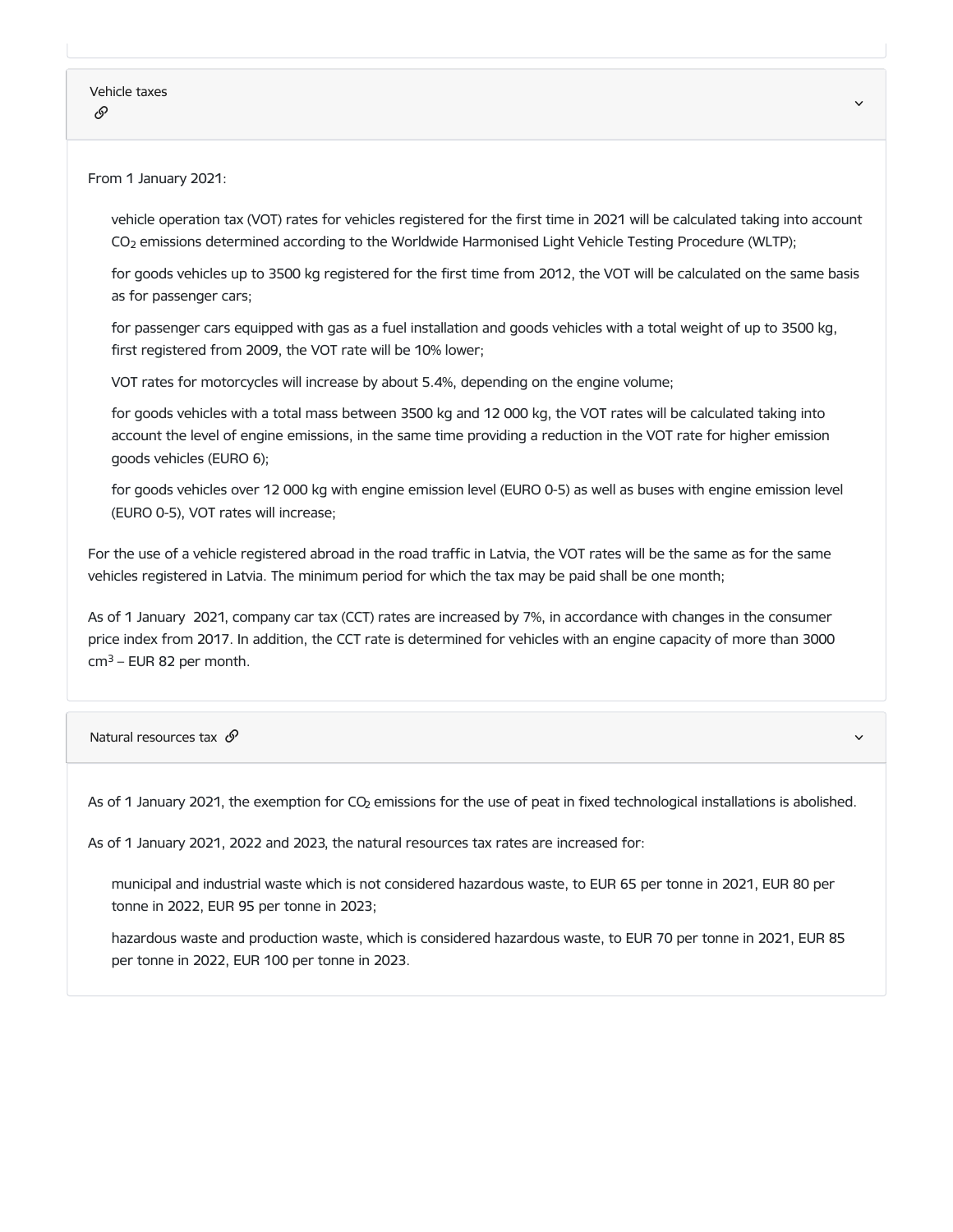## Vehicle taxes

From 1 January 2021:

- vehicle operation tax (VOT) rates for vehicles registered for the first time in 2021 will be calculated taking into account $CO_2$ emissions determined according to the Worldwide Harmonised Light Vehicle Testing Procedure (WLTP);
- for goods vehicles up to 3500 kg registered for the first time from 2012, the VOT will be calculated on the same basis as for passenger cars;
- for passenger cars equipped with gas as a fuel installation and goods vehicles with a total weight of up to 3500 kg, first registered from 2009, the VOT rate will be 10% lower;
- VOT rates for motorcycles will increase by about 5.4%, depending on the engine volume;
- for goods vehicles with a total mass between 3500 kg and 12 000 kg, the VOT rates will be calculated taking into account the level of engine emissions, in the same time providing a reduction in the VOT rate for higher emission goods vehicles (EURO 6);
- for goods vehicles over 12 000 kg with engine emission level (EURO 0-5) as well as buses with engine emission level (EURO 0-5), VOT rates will increase;

For the use of a vehicle registered abroad in the road traffic in Latvia, the VOT rates will be the same as for the same vehicles registered in Latvia. The minimum period for which the tax may be paid shall be one month;

As of 1 January 2021, company car tax (CCT) rates are increased by 7%, in accordance with changes in the consumer price index from 2017. In addition, the CCT rate is determined for vehicles with an engine capacity of more than 3000 $cm^3$ – EUR 82 per month.

## Natural resources tax

As of 1 January 2021, the exemption for $CO_2$ emissions for the use of peat in fixed technological installations is abolished.

As of 1 January 2021, 2022 and 2023, the natural resources tax rates are increased for:

- municipal and industrial waste which is not considered hazardous waste, to EUR 65 per tonne in 2021, EUR 80 per tonne in 2022, EUR 95 per tonne in 2023;
- hazardous waste and production waste, which is considered hazardous waste, to EUR 70 per tonne in 2021, EUR 85 per tonne in 2022, EUR 100 per tonne in 2023.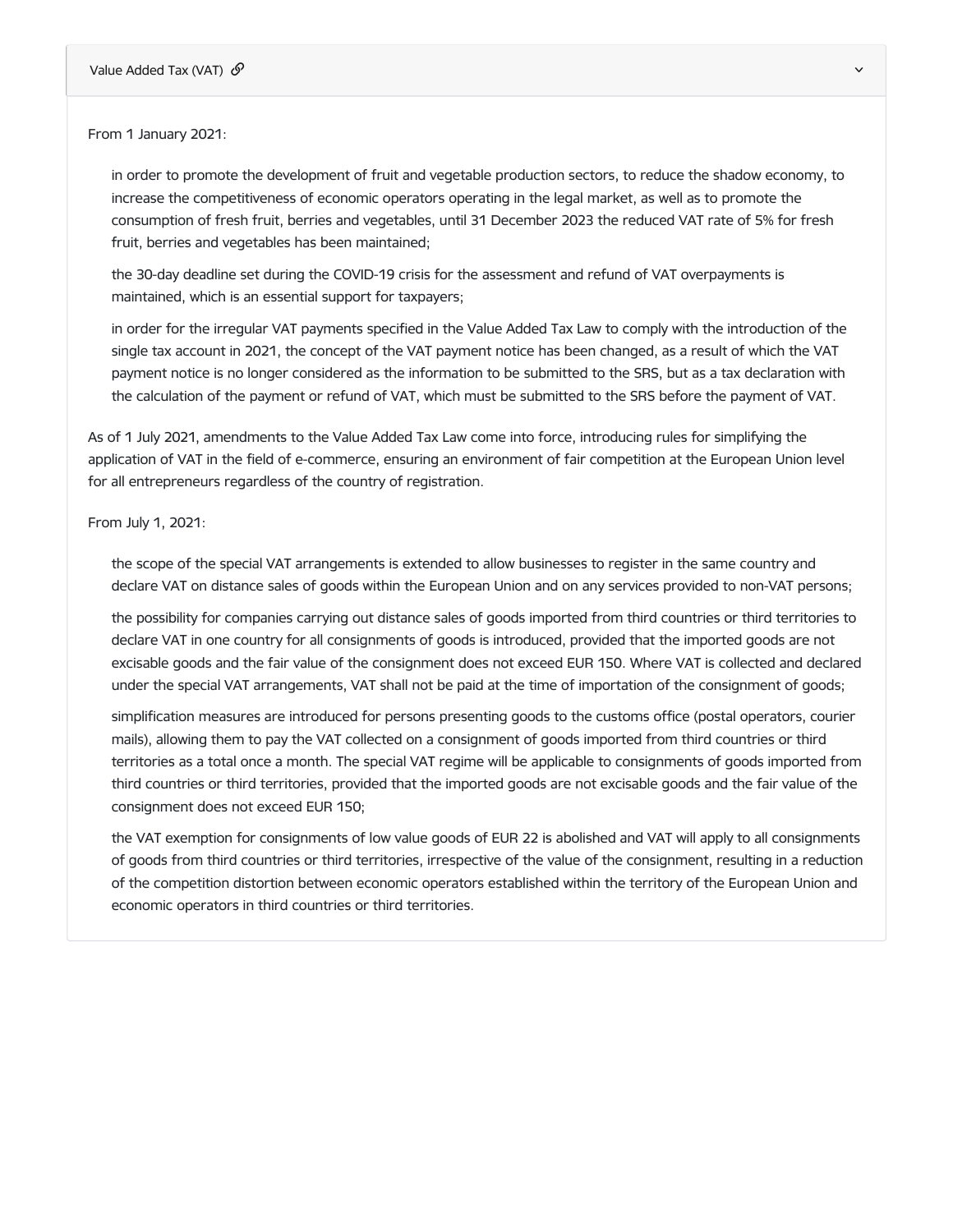## Value Added Tax (VAT)

From 1 January 2021:

- in order to promote the development of fruit and vegetable production sectors, to reduce the shadow economy, to increase the competitiveness of economic operators operating in the legal market, as well as to promote the consumption of fresh fruit, berries and vegetables, until 31 December 2023 the reduced VAT rate of 5% for fresh fruit, berries and vegetables has been maintained;
- the 30-day deadline set during the COVID-19 crisis for the assessment and refund of VAT overpayments is maintained, which is an essential support for taxpayers;
- in order for the irregular VAT payments specified in the Value Added Tax Law to comply with the introduction of the single tax account in 2021, the concept of the VAT payment notice has been changed, as a result of which the VAT payment notice is no longer considered as the information to be submitted to the SRS, but as a tax declaration with the calculation of the payment or refund of VAT, which must be submitted to the SRS before the payment of VAT.

As of 1 July 2021, amendments to the Value Added Tax Law come into force, introducing rules for simplifying the application of VAT in the field of e-commerce, ensuring an environment of fair competition at the European Union level for all entrepreneurs regardless of the country of registration.

From July 1, 2021:

- the scope of the special VAT arrangements is extended to allow businesses to register in the same country and declare VAT on distance sales of goods within the European Union and on any services provided to non-VAT persons;
- the possibility for companies carrying out distance sales of goods imported from third countries or third territories to declare VAT in one country for all consignments of goods is introduced, provided that the imported goods are not excisable goods and the fair value of the consignment does not exceed EUR 150. Where VAT is collected and declared under the special VAT arrangements, VAT shall not be paid at the time of importation of the consignment of goods;
- simplification measures are introduced for persons presenting goods to the customs office (postal operators, courier mails), allowing them to pay the VAT collected on a consignment of goods imported from third countries or third territories as a total once a month. The special VAT regime will be applicable to consignments of goods imported from third countries or third territories, provided that the imported goods are not excisable goods and the fair value of the consignment does not exceed EUR 150;
- the VAT exemption for consignments of low value goods of EUR 22 is abolished and VAT will apply to all consignments of goods from third countries or third territories, irrespective of the value of the consignment, resulting in a reduction of the competition distortion between economic operators established within the territory of the European Union and economic operators in third countries or third territories.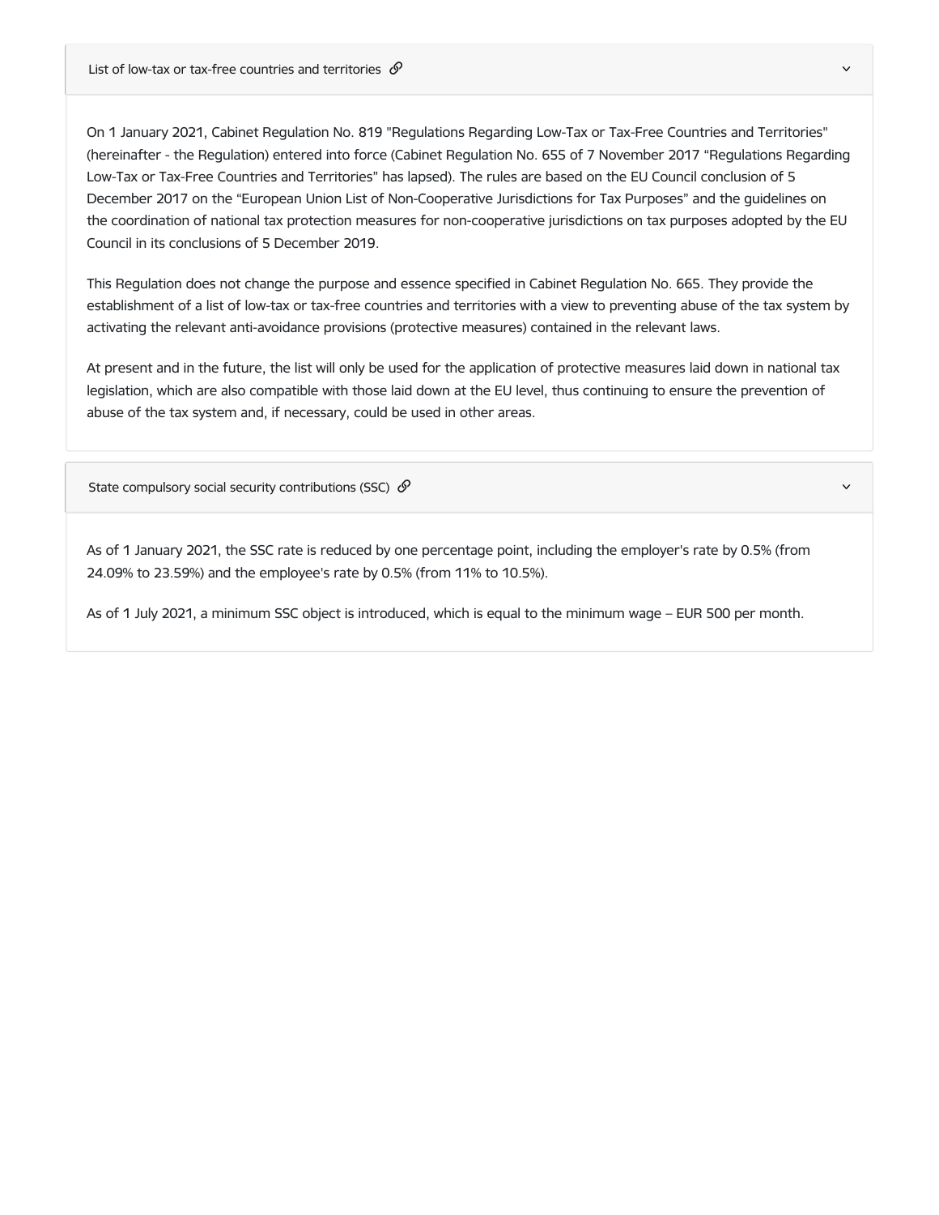## List of low-tax or tax-free countries and territories

On 1 January 2021, Cabinet Regulation No. 819 "Regulations Regarding Low-Tax or Tax-Free Countries and Territories" (hereinafter - the Regulation) entered into force (Cabinet Regulation No. 655 of 7 November 2017 "Regulations Regarding Low-Tax or Tax-Free Countries and Territories" has lapsed). The rules are based on the EU Council conclusion of 5 December 2017 on the "European Union List of Non-Cooperative Jurisdictions for Tax Purposes" and the guidelines on the coordination of national tax protection measures for non-cooperative jurisdictions on tax purposes adopted by the EU Council in its conclusions of 5 December 2019.

This Regulation does not change the purpose and essence specified in Cabinet Regulation No. 665. They provide the establishment of a list of low-tax or tax-free countries and territories with a view to preventing abuse of the tax system by activating the relevant anti-avoidance provisions (protective measures) contained in the relevant laws.

At present and in the future, the list will only be used for the application of protective measures laid down in national tax legislation, which are also compatible with those laid down at the EU level, thus continuing to ensure the prevention of abuse of the tax system and, if necessary, could be used in other areas.

## State compulsory social security contributions (SSC)

As of 1 January 2021, the SSC rate is reduced by one percentage point, including the employer's rate by 0.5% (from 24.09% to 23.59%) and the employee's rate by 0.5% (from 11% to 10.5%).

As of 1 July 2021, a minimum SSC object is introduced, which is equal to the minimum wage – EUR 500 per month.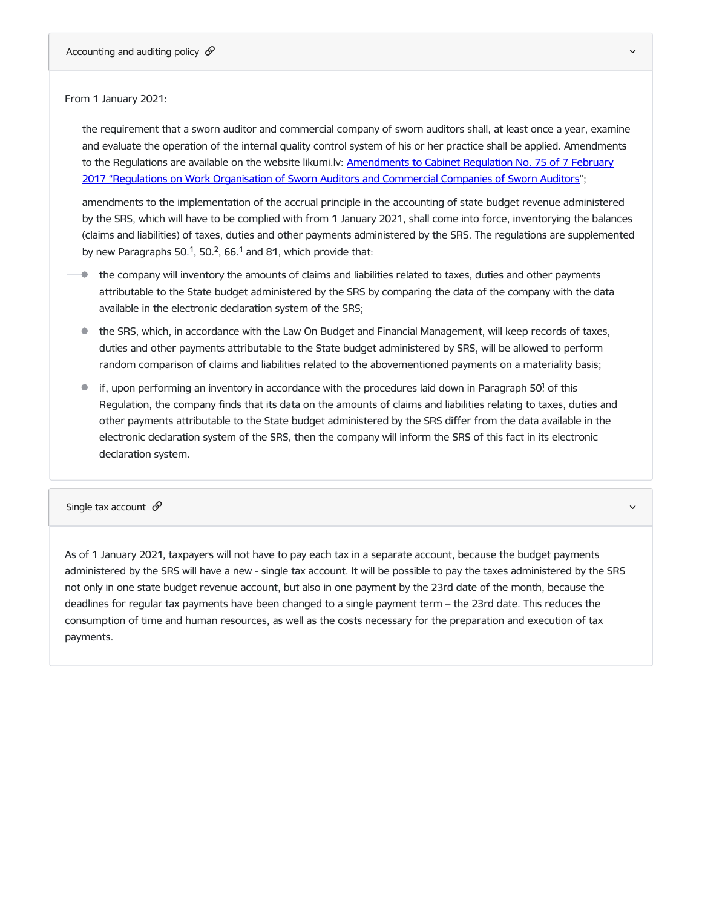## Accounting and auditing policy

From 1 January 2021:

> the requirement that a sworn auditor and commercial company of sworn auditors shall, at least once a year, examine and evaluate the operation of the internal quality control system of his or her practice shall be applied. Amendments to the Regulations are available on the website likumi.lv: [Amendments to Cabinet Regulation No. 75 of 7 February 2017 "Regulations on Work Organisation of Sworn Auditors and Commercial Companies of Sworn Auditors](#)";
>
> amendments to the implementation of the accrual principle in the accounting of state budget revenue administered by the SRS, which will have to be complied with from 1 January 2021, shall come into force, inventorying the balances (claims and liabilities) of taxes, duties and other payments administered by the SRS. The regulations are supplemented by new Paragraphs 50.[1], 50.[2], 66.[1] and 81, which provide that:

- the company will inventory the amounts of claims and liabilities related to taxes, duties and other payments attributable to the State budget administered by the SRS by comparing the data of the company with the data available in the electronic declaration system of the SRS;
- the SRS, which, in accordance with the Law On Budget and Financial Management, will keep records of taxes, duties and other payments attributable to the State budget administered by SRS, will be allowed to perform random comparison of claims and liabilities related to the abovementioned payments on a materiality basis;
- if, upon performing an inventory in accordance with the procedures laid down in Paragraph 50[1] of this Regulation, the company finds that its data on the amounts of claims and liabilities relating to taxes, duties and other payments attributable to the State budget administered by the SRS differ from the data available in the electronic declaration system of the SRS, then the company will inform the SRS of this fact in its electronic declaration system.

## Single tax account

As of 1 January 2021, taxpayers will not have to pay each tax in a separate account, because the budget payments administered by the SRS will have a new - single tax account. It will be possible to pay the taxes administered by the SRS not only in one state budget revenue account, but also in one payment by the 23rd date of the month, because the deadlines for regular tax payments have been changed to a single payment term – the 23rd date. This reduces the consumption of time and human resources, as well as the costs necessary for the preparation and execution of tax payments.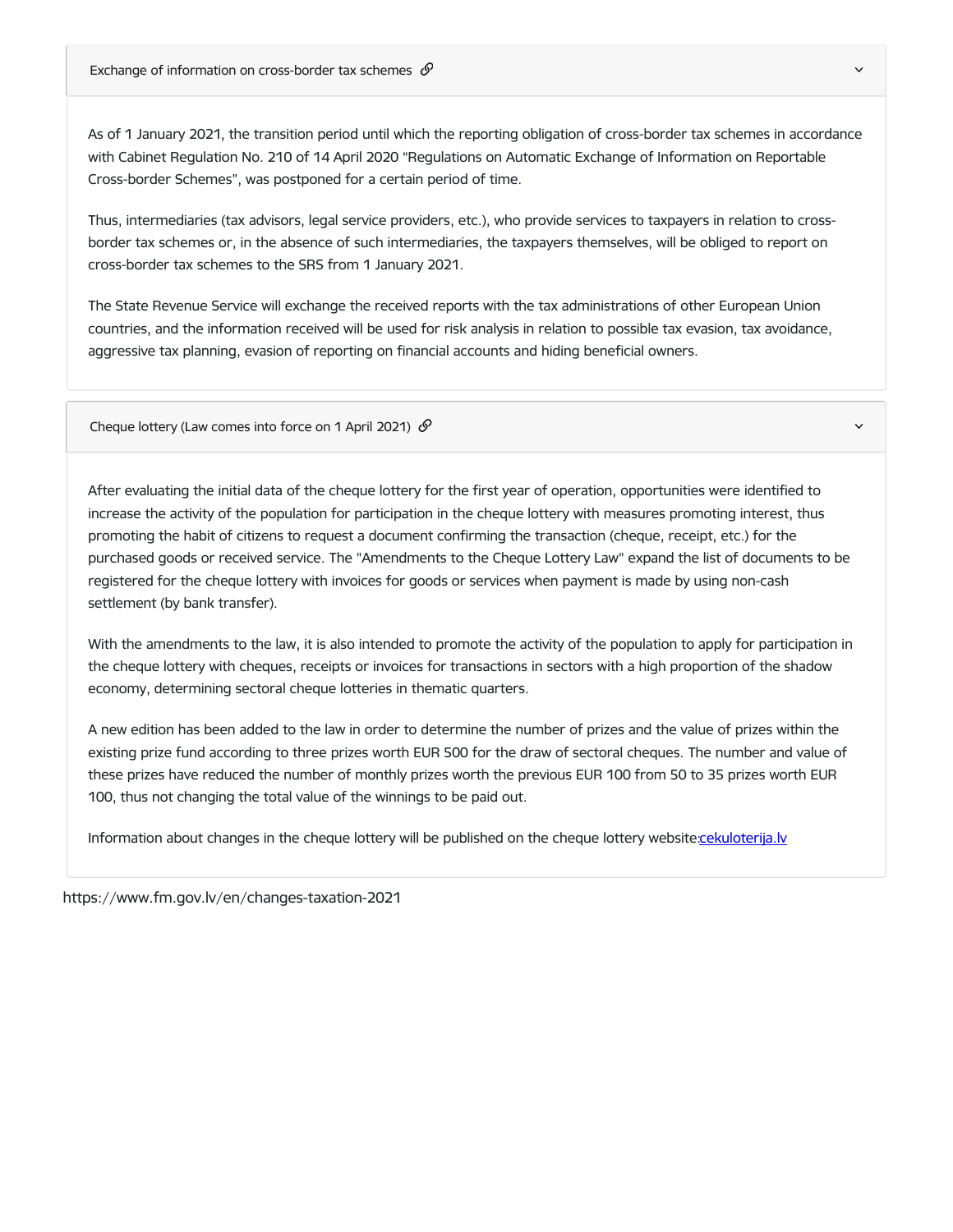## Exchange of information on cross-border tax schemes

As of 1 January 2021, the transition period until which the reporting obligation of cross-border tax schemes in accordance with Cabinet Regulation No. 210 of 14 April 2020 "Regulations on Automatic Exchange of Information on Reportable Cross-border Schemes", was postponed for a certain period of time.

Thus, intermediaries (tax advisors, legal service providers, etc.), who provide services to taxpayers in relation to cross-border tax schemes or, in the absence of such intermediaries, the taxpayers themselves, will be obliged to report on cross-border tax schemes to the SRS from 1 January 2021.

The State Revenue Service will exchange the received reports with the tax administrations of other European Union countries, and the information received will be used for risk analysis in relation to possible tax evasion, tax avoidance, aggressive tax planning, evasion of reporting on financial accounts and hiding beneficial owners.

## Cheque lottery (Law comes into force on 1 April 2021)

After evaluating the initial data of the cheque lottery for the first year of operation, opportunities were identified to increase the activity of the population for participation in the cheque lottery with measures promoting interest, thus promoting the habit of citizens to request a document confirming the transaction (cheque, receipt, etc.) for the purchased goods or received service. The "Amendments to the Cheque Lottery Law" expand the list of documents to be registered for the cheque lottery with invoices for goods or services when payment is made by using non-cash settlement (by bank transfer).

With the amendments to the law, it is also intended to promote the activity of the population to apply for participation in the cheque lottery with cheques, receipts or invoices for transactions in sectors with a high proportion of the shadow economy, determining sectoral cheque lotteries in thematic quarters.

A new edition has been added to the law in order to determine the number of prizes and the value of prizes within the existing prize fund according to three prizes worth EUR 500 for the draw of sectoral cheques. The number and value of these prizes have reduced the number of monthly prizes worth the previous EUR 100 from 50 to 35 prizes worth EUR 100, thus not changing the total value of the winnings to be paid out.

Information about changes in the cheque lottery will be published on the cheque lottery website:cekuloterija.lv

https://www.fm.gov.lv/en/changes-taxation-2021